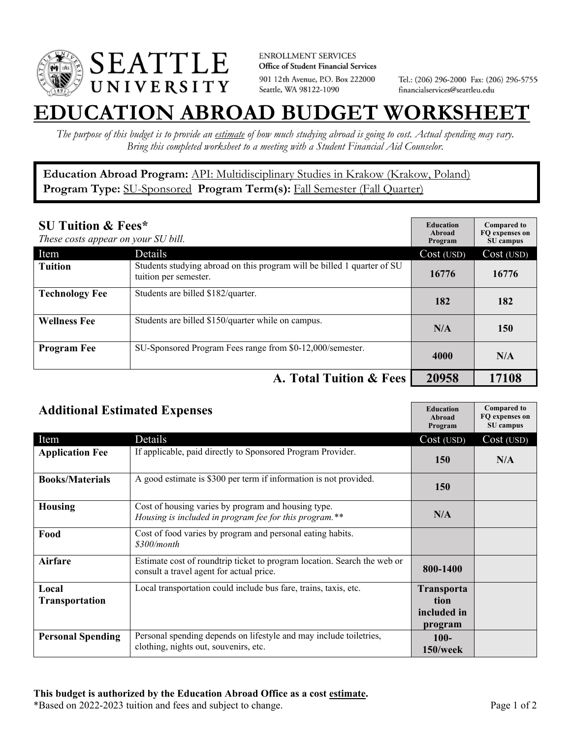SEATTLE UNIVERSITY

ENROLLMENT SERVICES
**Office of Student Financial Services**
901 12th Avenue, P.O. Box 222000
Seattle, WA 98122-1090

Tel.: (206) 296-2000 Fax: (206) 296-5755
financialservices@seattleu.edu

# EDUCATION ABROAD BUDGET WORKSHEET

*The purpose of this budget is to provide an estimate of how much studying abroad is going to cost. Actual spending may vary. Bring this completed worksheet to a meeting with a Student Financial Aid Counselor.*

**Education Abroad Program:** API: Multidisciplinary Studies in Krakow (Krakow, Poland)
**Program Type:** SU-Sponsored **Program Term(s):** Fall Semester (Fall Quarter)

## SU Tuition & Fees*

*These costs appear on your SU bill.*

| Item | Details | Education Abroad Program Cost (USD) | Compared to FQ expenses on SU campus Cost (USD) |
|---|---|---|---|
| **Tuition** | Students studying abroad on this program will be billed 1 quarter of SU tuition per semester. | **16776** | **16776** |
| **Technology Fee** | Students are billed $182/quarter. | **182** | **182** |
| **Wellness Fee** | Students are billed $150/quarter while on campus. | **N/A** | **150** |
| **Program Fee** | SU-Sponsored Program Fees range from $0-12,000/semester. | **4000** | **N/A** |
| | **A. Total Tuition & Fees** | **20958** | **17108** |

## Additional Estimated Expenses

| Item | Details | Education Abroad Program Cost (USD) | Compared to FQ expenses on SU campus Cost (USD) |
|---|---|---|---|
| **Application Fee** | If applicable, paid directly to Sponsored Program Provider. | **150** | **N/A** |
| **Books/Materials** | A good estimate is $300 per term if information is not provided. | **150** | |
| **Housing** | Cost of housing varies by program and housing type. *Housing is included in program fee for this program.*** | **N/A** | |
| **Food** | Cost of food varies by program and personal eating habits. *$300/month* | | |
| **Airfare** | Estimate cost of roundtrip ticket to program location. Search the web or consult a travel agent for actual price. | **800-1400** | |
| **Local Transportation** | Local transportation could include bus fare, trains, taxis, etc. | **Transportation included in program** | |
| **Personal Spending** | Personal spending depends on lifestyle and may include toiletries, clothing, nights out, souvenirs, etc. | **100-150/week** | |

**This budget is authorized by the Education Abroad Office as a cost estimate.**
*Based on 2022-2023 tuition and fees and subject to change.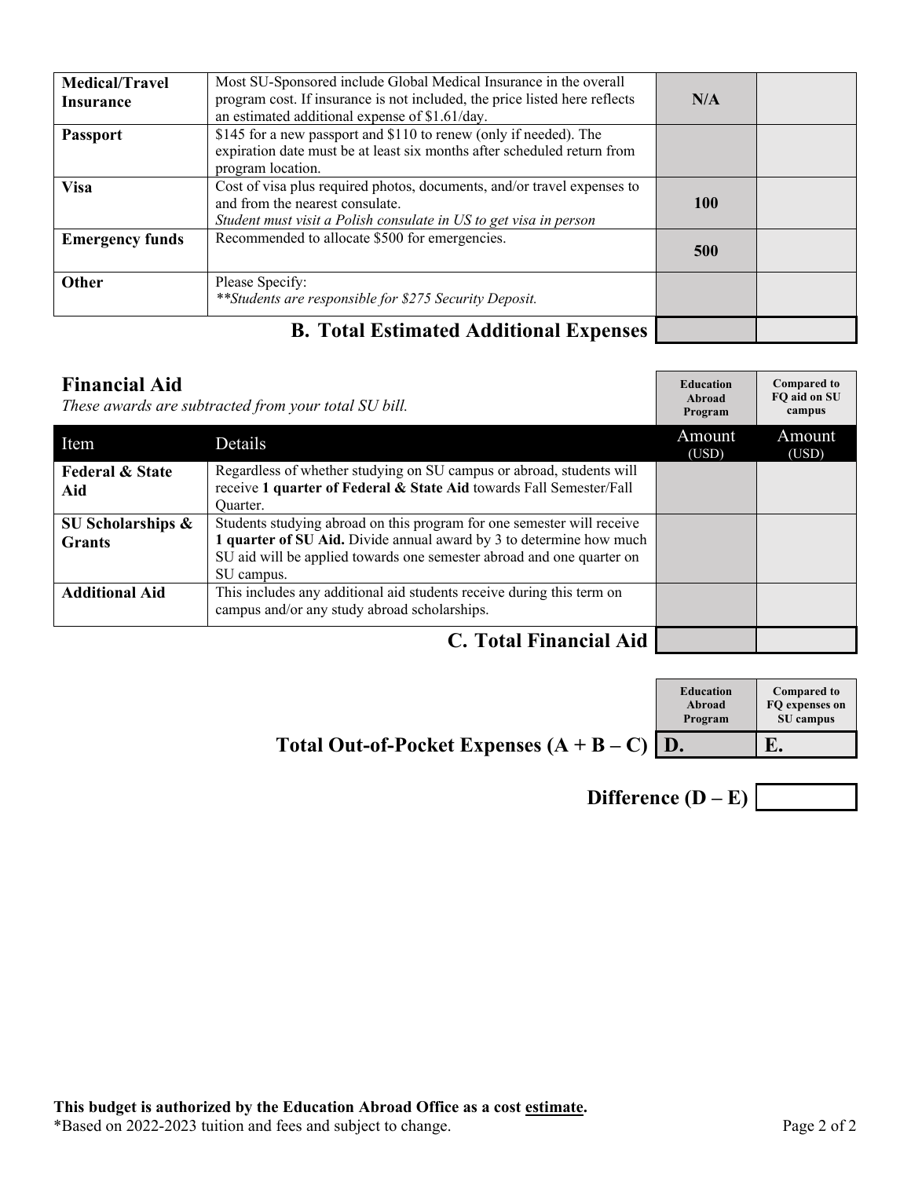| | | | |
|---|---|---|---|
| **Medical/Travel Insurance** | Most SU-Sponsored include Global Medical Insurance in the overall program cost. If insurance is not included, the price listed here reflects an estimated additional expense of $1.61/day. | **N/A** | |
| **Passport** | $145 for a new passport and $110 to renew (only if needed). The expiration date must be at least six months after scheduled return from program location. | | |
| **Visa** | Cost of visa plus required photos, documents, and/or travel expenses to and from the nearest consulate. *Student must visit a Polish consulate in US to get visa in person* | **100** | |
| **Emergency funds** | Recommended to allocate $500 for emergencies. | **500** | |
| **Other** | Please Specify: *\*\*Students are responsible for $275 Security Deposit.* | | |
| | **B. Total Estimated Additional Expenses** | | |

## Financial Aid

*These awards are subtracted from your total SU bill.*

| | | **Education Abroad Program** | **Compared to FQ aid on SU campus** |
|---|---|---|---|
| Item | Details | Amount (USD) | Amount (USD) |
| **Federal & State Aid** | Regardless of whether studying on SU campus or abroad, students will receive **1 quarter of Federal & State Aid** towards Fall Semester/Fall Quarter. | | |
| **SU Scholarships & Grants** | Students studying abroad on this program for one semester will receive **1 quarter of SU Aid.** Divide annual award by 3 to determine how much SU aid will be applied towards one semester abroad and one quarter on SU campus. | | |
| **Additional Aid** | This includes any additional aid students receive during this term on campus and/or any study abroad scholarships. | | |
| | **C. Total Financial Aid** | | |

| | **Education Abroad Program** | **Compared to FQ expenses on SU campus** |
|---|---|---|
| **Total Out-of-Pocket Expenses (A + B – C)** | **D.** | **E.** |
| **Difference (D – E)** | | |

**This budget is authorized by the Education Abroad Office as a cost estimate.**

\*Based on 2022-2023 tuition and fees and subject to change.